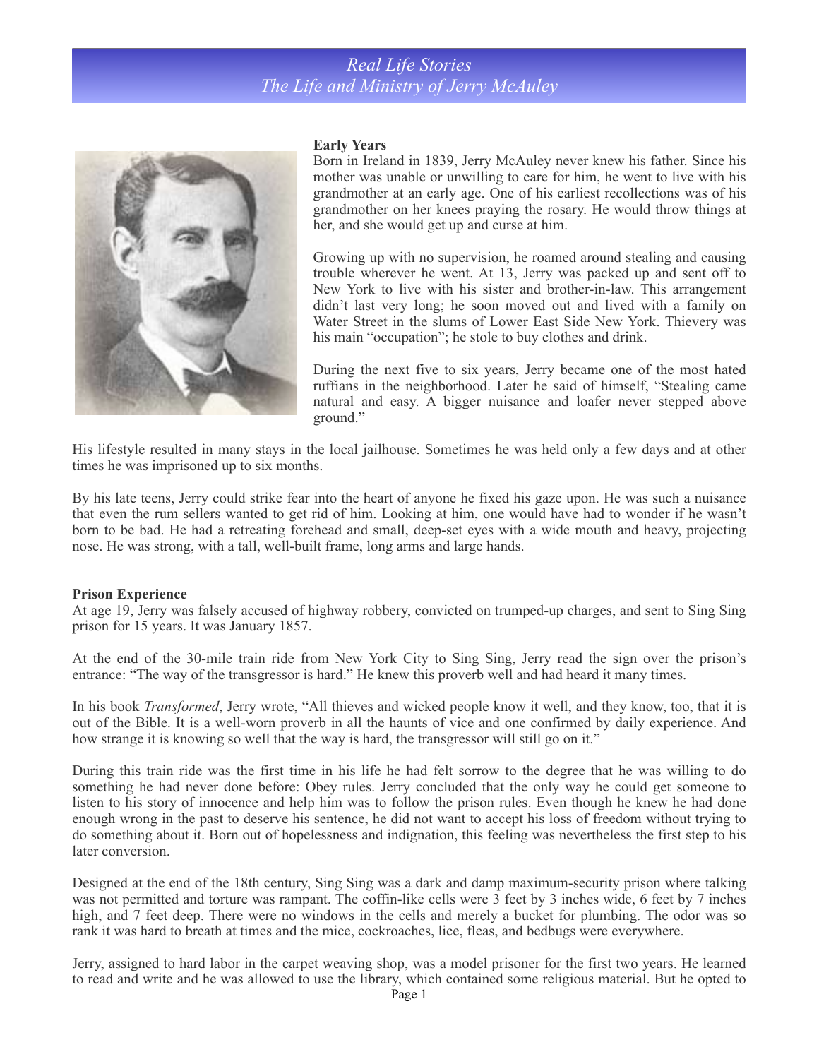# Real Life Stories
## The Life and Ministry of Jerry McAuley

**Early Years**

Born in Ireland in 1839, Jerry McAuley never knew his father. Since his mother was unable or unwilling to care for him, he went to live with his grandmother at an early age. One of his earliest recollections was of his grandmother on her knees praying the rosary. He would throw things at her, and she would get up and curse at him.

Growing up with no supervision, he roamed around stealing and causing trouble wherever he went. At 13, Jerry was packed up and sent off to New York to live with his sister and brother-in-law. This arrangement didn't last very long; he soon moved out and lived with a family on Water Street in the slums of Lower East Side New York. Thievery was his main "occupation"; he stole to buy clothes and drink.

During the next five to six years, Jerry became one of the most hated ruffians in the neighborhood. Later he said of himself, "Stealing came natural and easy. A bigger nuisance and loafer never stepped above ground."

His lifestyle resulted in many stays in the local jailhouse. Sometimes he was held only a few days and at other times he was imprisoned up to six months.

By his late teens, Jerry could strike fear into the heart of anyone he fixed his gaze upon. He was such a nuisance that even the rum sellers wanted to get rid of him. Looking at him, one would have had to wonder if he wasn't born to be bad. He had a retreating forehead and small, deep-set eyes with a wide mouth and heavy, projecting nose. He was strong, with a tall, well-built frame, long arms and large hands.

**Prison Experience**

At age 19, Jerry was falsely accused of highway robbery, convicted on trumped-up charges, and sent to Sing Sing prison for 15 years. It was January 1857.

At the end of the 30-mile train ride from New York City to Sing Sing, Jerry read the sign over the prison's entrance: "The way of the transgressor is hard." He knew this proverb well and had heard it many times.

In his book *Transformed*, Jerry wrote, "All thieves and wicked people know it well, and they know, too, that it is out of the Bible. It is a well-worn proverb in all the haunts of vice and one confirmed by daily experience. And how strange it is knowing so well that the way is hard, the transgressor will still go on it."

During this train ride was the first time in his life he had felt sorrow to the degree that he was willing to do something he had never done before: Obey rules. Jerry concluded that the only way he could get someone to listen to his story of innocence and help him was to follow the prison rules. Even though he knew he had done enough wrong in the past to deserve his sentence, he did not want to accept his loss of freedom without trying to do something about it. Born out of hopelessness and indignation, this feeling was nevertheless the first step to his later conversion.

Designed at the end of the 18th century, Sing Sing was a dark and damp maximum-security prison where talking was not permitted and torture was rampant. The coffin-like cells were 3 feet by 3 inches wide, 6 feet by 7 inches high, and 7 feet deep. There were no windows in the cells and merely a bucket for plumbing. The odor was so rank it was hard to breath at times and the mice, cockroaches, lice, fleas, and bedbugs were everywhere.

Jerry, assigned to hard labor in the carpet weaving shop, was a model prisoner for the first two years. He learned to read and write and he was allowed to use the library, which contained some religious material. But he opted to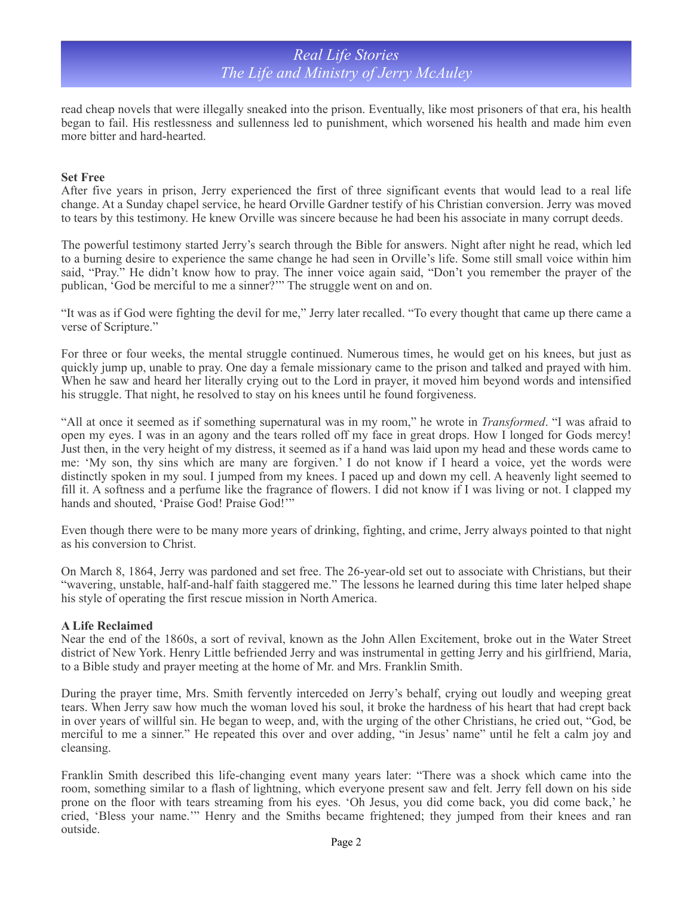read cheap novels that were illegally sneaked into the prison. Eventually, like most prisoners of that era, his health began to fail. His restlessness and sullenness led to punishment, which worsened his health and made him even more bitter and hard-hearted.

**Set Free**

After five years in prison, Jerry experienced the first of three significant events that would lead to a real life change. At a Sunday chapel service, he heard Orville Gardner testify of his Christian conversion. Jerry was moved to tears by this testimony. He knew Orville was sincere because he had been his associate in many corrupt deeds.

The powerful testimony started Jerry's search through the Bible for answers. Night after night he read, which led to a burning desire to experience the same change he had seen in Orville's life. Some still small voice within him said, "Pray." He didn't know how to pray. The inner voice again said, "Don't you remember the prayer of the publican, 'God be merciful to me a sinner?'" The struggle went on and on.

"It was as if God were fighting the devil for me," Jerry later recalled. "To every thought that came up there came a verse of Scripture."

For three or four weeks, the mental struggle continued. Numerous times, he would get on his knees, but just as quickly jump up, unable to pray. One day a female missionary came to the prison and talked and prayed with him. When he saw and heard her literally crying out to the Lord in prayer, it moved him beyond words and intensified his struggle. That night, he resolved to stay on his knees until he found forgiveness.

"All at once it seemed as if something supernatural was in my room," he wrote in *Transformed*. "I was afraid to open my eyes. I was in an agony and the tears rolled off my face in great drops. How I longed for Gods mercy! Just then, in the very height of my distress, it seemed as if a hand was laid upon my head and these words came to me: 'My son, thy sins which are many are forgiven.' I do not know if I heard a voice, yet the words were distinctly spoken in my soul. I jumped from my knees. I paced up and down my cell. A heavenly light seemed to fill it. A softness and a perfume like the fragrance of flowers. I did not know if I was living or not. I clapped my hands and shouted, 'Praise God! Praise God!'"

Even though there were to be many more years of drinking, fighting, and crime, Jerry always pointed to that night as his conversion to Christ.

On March 8, 1864, Jerry was pardoned and set free. The 26-year-old set out to associate with Christians, but their "wavering, unstable, half-and-half faith staggered me." The lessons he learned during this time later helped shape his style of operating the first rescue mission in North America.

**A Life Reclaimed**

Near the end of the 1860s, a sort of revival, known as the John Allen Excitement, broke out in the Water Street district of New York. Henry Little befriended Jerry and was instrumental in getting Jerry and his girlfriend, Maria, to a Bible study and prayer meeting at the home of Mr. and Mrs. Franklin Smith.

During the prayer time, Mrs. Smith fervently interceded on Jerry's behalf, crying out loudly and weeping great tears. When Jerry saw how much the woman loved his soul, it broke the hardness of his heart that had crept back in over years of willful sin. He began to weep, and, with the urging of the other Christians, he cried out, "God, be merciful to me a sinner." He repeated this over and over adding, "in Jesus' name" until he felt a calm joy and cleansing.

Franklin Smith described this life-changing event many years later: "There was a shock which came into the room, something similar to a flash of lightning, which everyone present saw and felt. Jerry fell down on his side prone on the floor with tears streaming from his eyes. 'Oh Jesus, you did come back, you did come back,' he cried, 'Bless your name.'" Henry and the Smiths became frightened; they jumped from their knees and ran outside.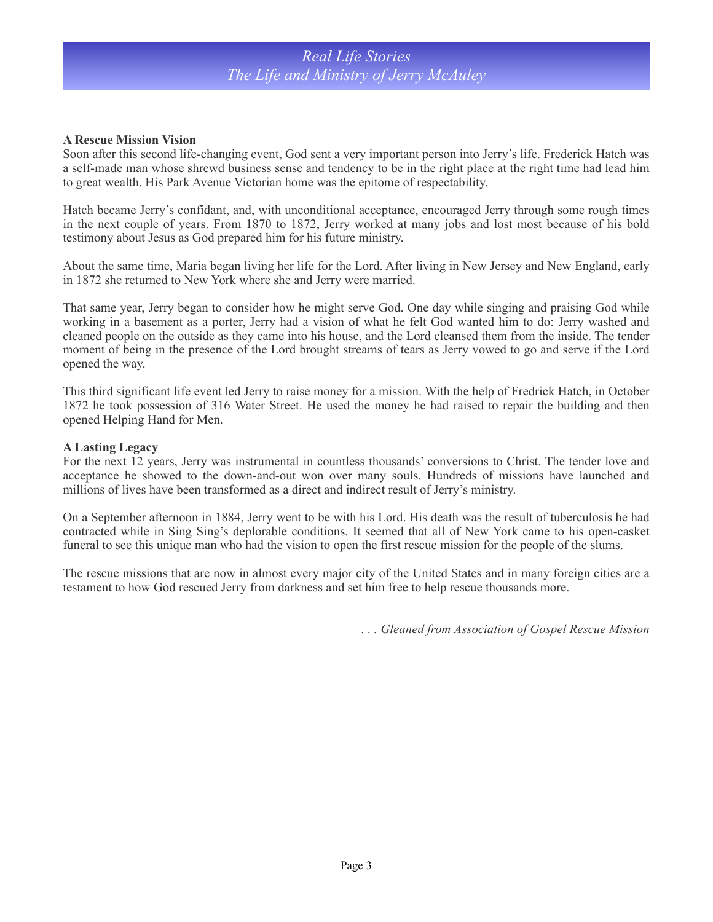### A Rescue Mission Vision

Soon after this second life-changing event, God sent a very important person into Jerry's life. Frederick Hatch was a self-made man whose shrewd business sense and tendency to be in the right place at the right time had lead him to great wealth. His Park Avenue Victorian home was the epitome of respectability.

Hatch became Jerry's confidant, and, with unconditional acceptance, encouraged Jerry through some rough times in the next couple of years. From 1870 to 1872, Jerry worked at many jobs and lost most because of his bold testimony about Jesus as God prepared him for his future ministry.

About the same time, Maria began living her life for the Lord. After living in New Jersey and New England, early in 1872 she returned to New York where she and Jerry were married.

That same year, Jerry began to consider how he might serve God. One day while singing and praising God while working in a basement as a porter, Jerry had a vision of what he felt God wanted him to do: Jerry washed and cleaned people on the outside as they came into his house, and the Lord cleansed them from the inside. The tender moment of being in the presence of the Lord brought streams of tears as Jerry vowed to go and serve if the Lord opened the way.

This third significant life event led Jerry to raise money for a mission. With the help of Fredrick Hatch, in October 1872 he took possession of 316 Water Street. He used the money he had raised to repair the building and then opened Helping Hand for Men.

### A Lasting Legacy

For the next 12 years, Jerry was instrumental in countless thousands' conversions to Christ. The tender love and acceptance he showed to the down-and-out won over many souls. Hundreds of missions have launched and millions of lives have been transformed as a direct and indirect result of Jerry's ministry.

On a September afternoon in 1884, Jerry went to be with his Lord. His death was the result of tuberculosis he had contracted while in Sing Sing's deplorable conditions. It seemed that all of New York came to his open-casket funeral to see this unique man who had the vision to open the first rescue mission for the people of the slums.

The rescue missions that are now in almost every major city of the United States and in many foreign cities are a testament to how God rescued Jerry from darkness and set him free to help rescue thousands more.

*. . . Gleaned from Association of Gospel Rescue Mission*